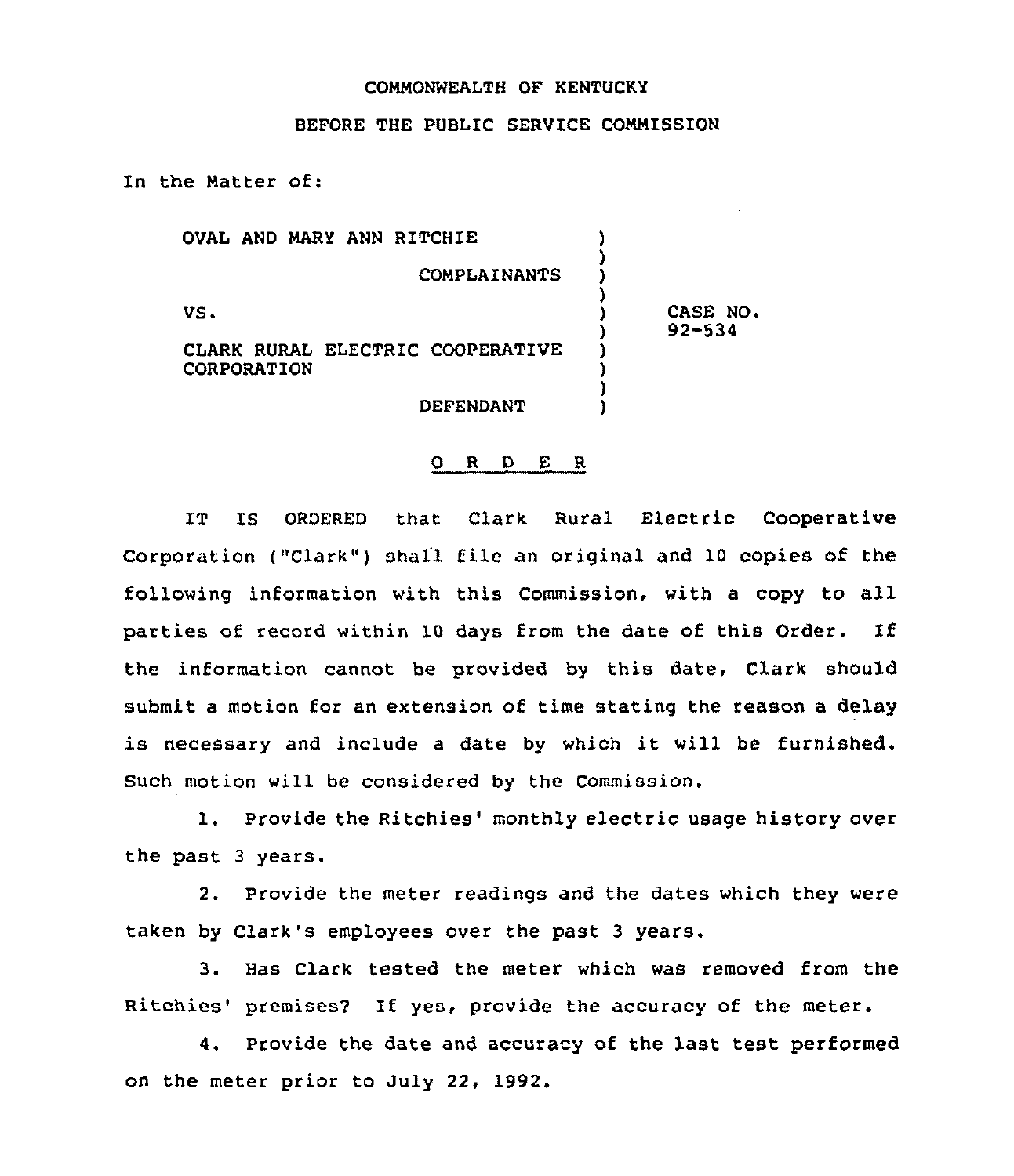COMMONWEALTH OF KENTUCKY

BEFORE THE PUBLIC SERVICE COMMISSION

In the Matter of:

| | | |
|---|---|---|
| OVAL AND MARY ANN RITCHIE | ) | |
| COMPLAINANTS | ) | |
| VS. | ) | CASE NO. 92-534 |
| CLARK RURAL ELECTRIC COOPERATIVE CORPORATION | ) | |
| DEFENDANT | ) | |

O R D E R

IT IS ORDERED that Clark Rural Electric Cooperative Corporation ("Clark") shall file an original and 10 copies of the following information with this Commission, with a copy to all parties of record within 10 days from the date of this Order. If the information cannot be provided by this date, Clark should submit a motion for an extension of time stating the reason a delay is necessary and include a date by which it will be furnished. Such motion will be considered by the Commission.

1. Provide the Ritchies' monthly electric usage history over the past 3 years.

2. Provide the meter readings and the dates which they were taken by Clark's employees over the past 3 years.

3. Has Clark tested the meter which was removed from the Ritchies' premises? If yes, provide the accuracy of the meter.

4. Provide the date and accuracy of the last test performed on the meter prior to July 22, 1992.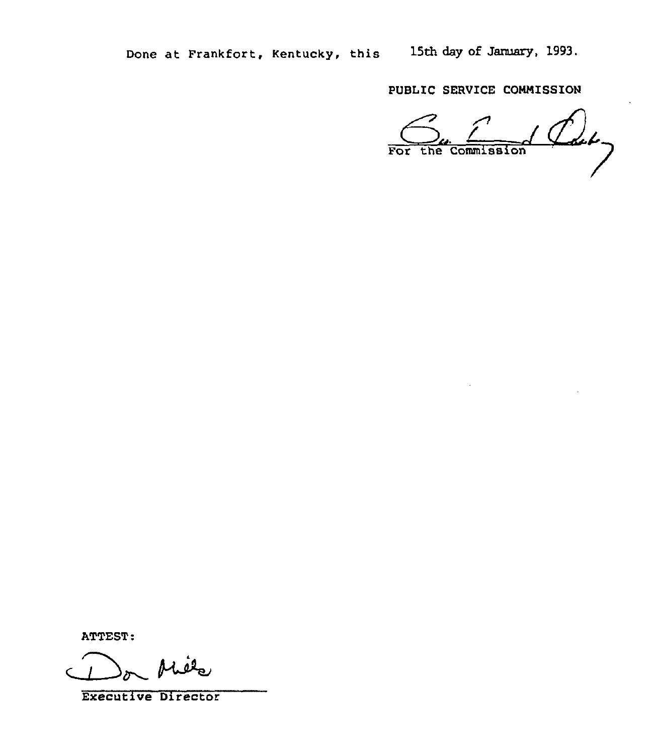Done at Frankfort, Kentucky, this 15th day of January, 1993.

PUBLIC SERVICE COMMISSION

For the Commission

ATTEST:

Executive Director